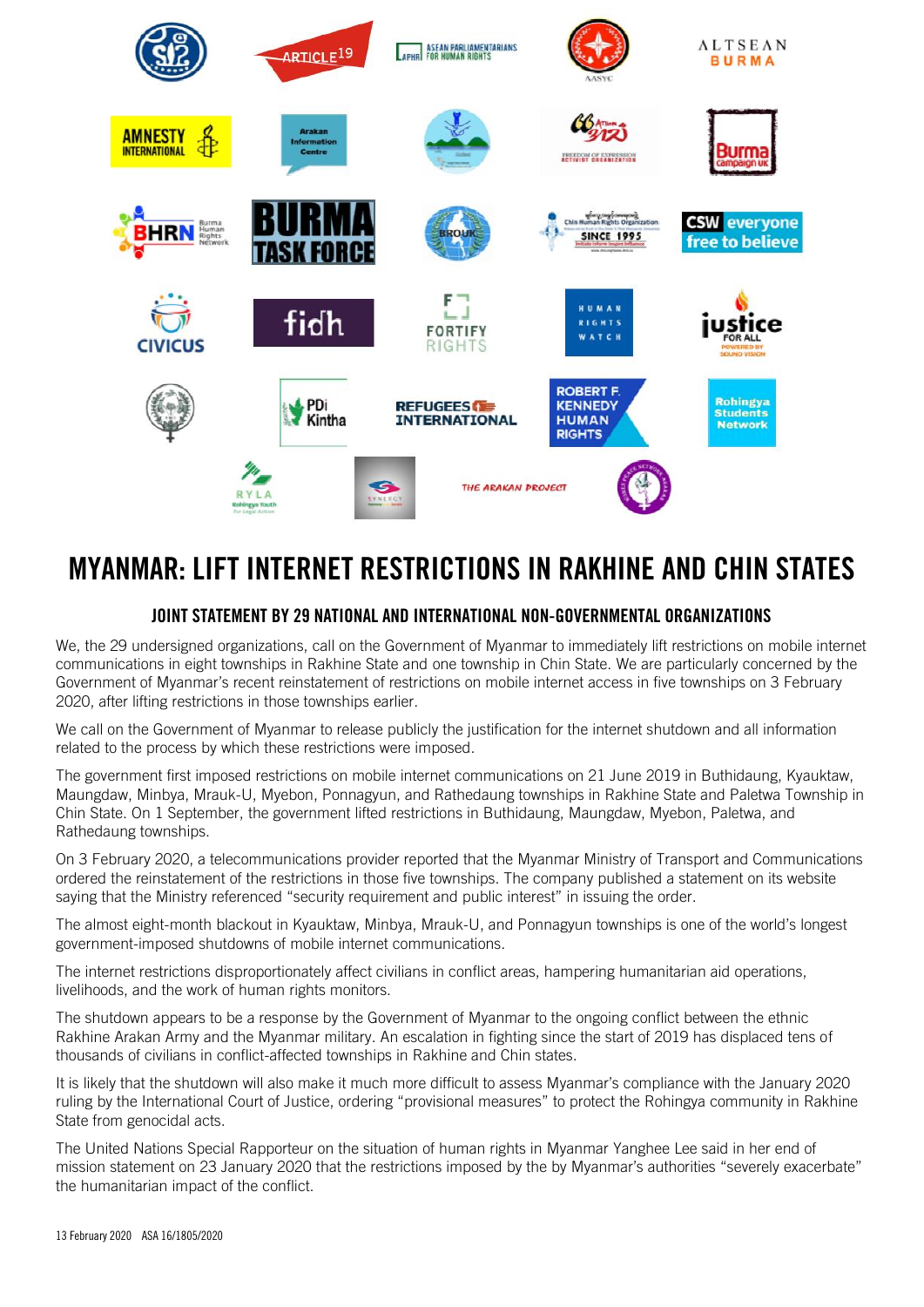# MYANMAR: LIFT INTERNET RESTRICTIONS IN RAKHINE AND CHIN STATES

## JOINT STATEMENT BY 29 NATIONAL AND INTERNATIONAL NON-GOVERNMENTAL ORGANIZATIONS

We, the 29 undersigned organizations, call on the Government of Myanmar to immediately lift restrictions on mobile internet communications in eight townships in Rakhine State and one township in Chin State. We are particularly concerned by the Government of Myanmar's recent reinstatement of restrictions on mobile internet access in five townships on 3 February 2020, after lifting restrictions in those townships earlier.

We call on the Government of Myanmar to release publicly the justification for the internet shutdown and all information related to the process by which these restrictions were imposed.

The government first imposed restrictions on mobile internet communications on 21 June 2019 in Buthidaung, Kyauktaw, Maungdaw, Minbya, Mrauk-U, Myebon, Ponnagyun, and Rathedaung townships in Rakhine State and Paletwa Township in Chin State. On 1 September, the government lifted restrictions in Buthidaung, Maungdaw, Myebon, Paletwa, and Rathedaung townships.

On 3 February 2020, a telecommunications provider reported that the Myanmar Ministry of Transport and Communications ordered the reinstatement of the restrictions in those five townships. The company published a statement on its website saying that the Ministry referenced "security requirement and public interest" in issuing the order.

The almost eight-month blackout in Kyauktaw, Minbya, Mrauk-U, and Ponnagyun townships is one of the world's longest government-imposed shutdowns of mobile internet communications.

The internet restrictions disproportionately affect civilians in conflict areas, hampering humanitarian aid operations, livelihoods, and the work of human rights monitors.

The shutdown appears to be a response by the Government of Myanmar to the ongoing conflict between the ethnic Rakhine Arakan Army and the Myanmar military. An escalation in fighting since the start of 2019 has displaced tens of thousands of civilians in conflict-affected townships in Rakhine and Chin states.

It is likely that the shutdown will also make it much more difficult to assess Myanmar's compliance with the January 2020 ruling by the International Court of Justice, ordering "provisional measures" to protect the Rohingya community in Rakhine State from genocidal acts.

The United Nations Special Rapporteur on the situation of human rights in Myanmar Yanghee Lee said in her end of mission statement on 23 January 2020 that the restrictions imposed by the by Myanmar's authorities "severely exacerbate" the humanitarian impact of the conflict.

13 February 2020 ASA 16/1805/2020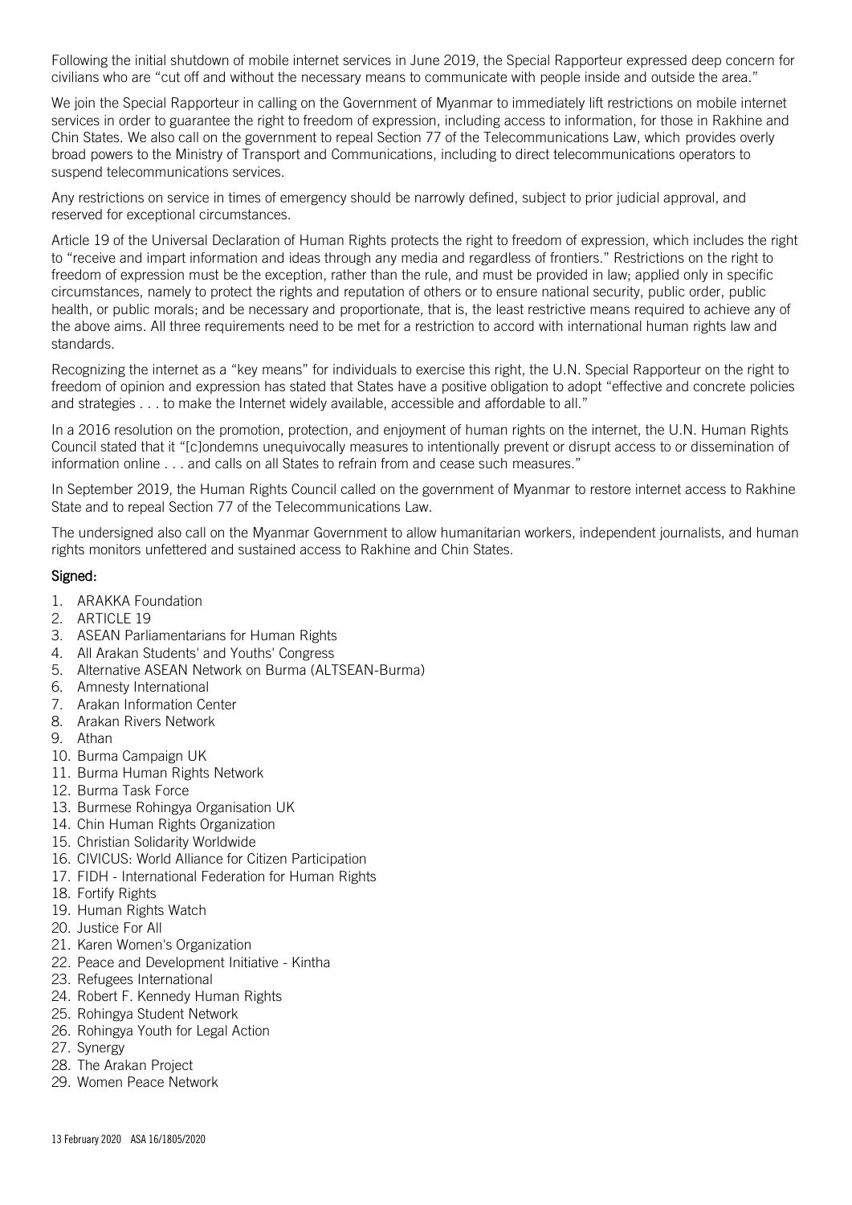Following the initial shutdown of mobile internet services in June 2019, the Special Rapporteur expressed deep concern for civilians who are "cut off and without the necessary means to communicate with people inside and outside the area."

We join the Special Rapporteur in calling on the Government of Myanmar to immediately lift restrictions on mobile internet services in order to guarantee the right to freedom of expression, including access to information, for those in Rakhine and Chin States. We also call on the government to repeal Section 77 of the Telecommunications Law, which provides overly broad powers to the Ministry of Transport and Communications, including to direct telecommunications operators to suspend telecommunications services.

Any restrictions on service in times of emergency should be narrowly defined, subject to prior judicial approval, and reserved for exceptional circumstances.

Article 19 of the Universal Declaration of Human Rights protects the right to freedom of expression, which includes the right to "receive and impart information and ideas through any media and regardless of frontiers." Restrictions on the right to freedom of expression must be the exception, rather than the rule, and must be provided in law; applied only in specific circumstances, namely to protect the rights and reputation of others or to ensure national security, public order, public health, or public morals; and be necessary and proportionate, that is, the least restrictive means required to achieve any of the above aims. All three requirements need to be met for a restriction to accord with international human rights law and standards.

Recognizing the internet as a "key means" for individuals to exercise this right, the U.N. Special Rapporteur on the right to freedom of opinion and expression has stated that States have a positive obligation to adopt "effective and concrete policies and strategies . . . to make the Internet widely available, accessible and affordable to all."

In a 2016 resolution on the promotion, protection, and enjoyment of human rights on the internet, the U.N. Human Rights Council stated that it "[c]ondemns unequivocally measures to intentionally prevent or disrupt access to or dissemination of information online . . . and calls on all States to refrain from and cease such measures."

In September 2019, the Human Rights Council called on the government of Myanmar to restore internet access to Rakhine State and to repeal Section 77 of the Telecommunications Law.

The undersigned also call on the Myanmar Government to allow humanitarian workers, independent journalists, and human rights monitors unfettered and sustained access to Rakhine and Chin States.

**Signed:**

1. ARAKKA Foundation
2. ARTICLE 19
3. ASEAN Parliamentarians for Human Rights
4. All Arakan Students' and Youths' Congress
5. Alternative ASEAN Network on Burma (ALTSEAN-Burma)
6. Amnesty International
7. Arakan Information Center
8. Arakan Rivers Network
9. Athan
10. Burma Campaign UK
11. Burma Human Rights Network
12. Burma Task Force
13. Burmese Rohingya Organisation UK
14. Chin Human Rights Organization
15. Christian Solidarity Worldwide
16. CIVICUS: World Alliance for Citizen Participation
17. FIDH - International Federation for Human Rights
18. Fortify Rights
19. Human Rights Watch
20. Justice For All
21. Karen Women's Organization
22. Peace and Development Initiative - Kintha
23. Refugees International
24. Robert F. Kennedy Human Rights
25. Rohingya Student Network
26. Rohingya Youth for Legal Action
27. Synergy
28. The Arakan Project
29. Women Peace Network